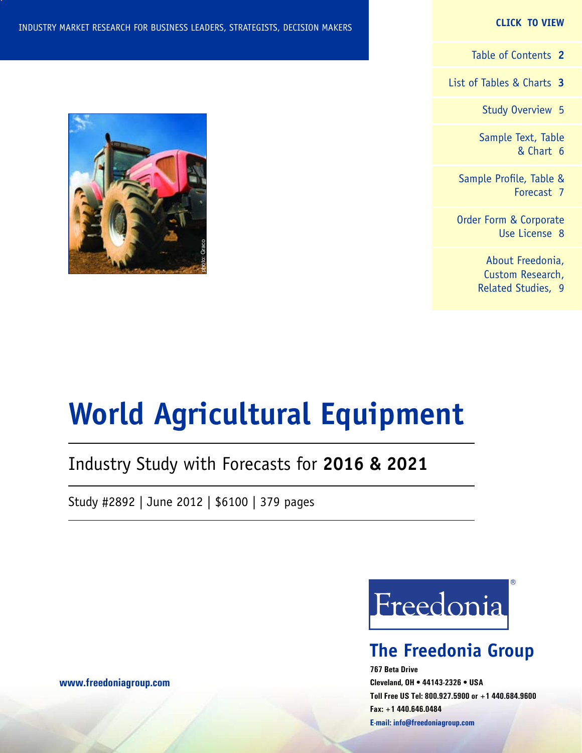INDUSTRY MARKET RESEARCH FOR BUSINESS LEADERS, STRATEGISTS, DECISION MAKERS

**CLICK TO VIEW**

- Table of Contents **2**
- List of Tables & Charts **3**
- Study Overview 5
- Sample Text, Table & Chart 6
- Sample Profile, Table & Forecast 7
- Order Form & Corporate Use License 8
- About Freedonia, Custom Research, Related Studies, 9

photo: Graco

# World Agricultural Equipment

## Industry Study with Forecasts for **2016 & 2021**

Study #2892 | June 2012 | $6100 | 379 pages

Freedonia®

## The Freedonia Group

**767 Beta Drive**
**Cleveland, OH • 44143-2326 • USA**
**Toll Free US Tel: 800.927.5900 or +1 440.684.9600**
**Fax: +1 440.646.0484**
**E-mail: info@freedoniagroup.com**

**www.freedoniagroup.com**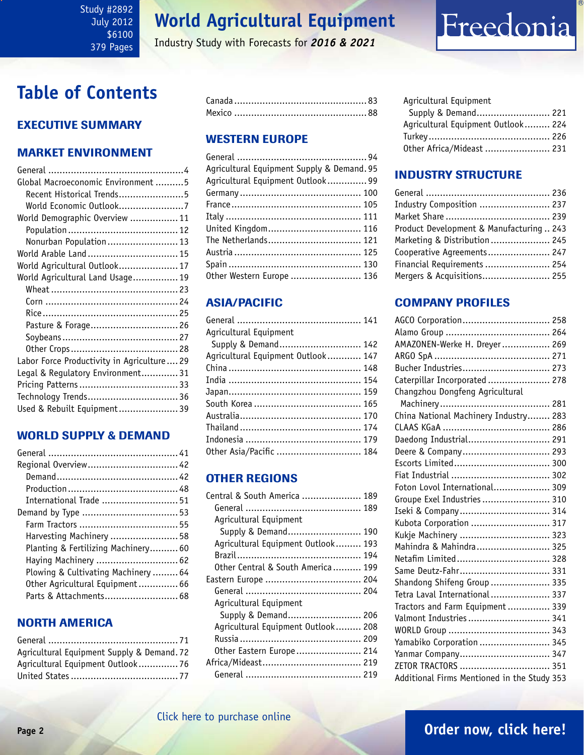Study #2892
July 2012
$6100
379 Pages

# World Agricultural Equipment

Industry Study with Forecasts for ***2016 & 2021***

Freedonia

# Table of Contents

## EXECUTIVE SUMMARY

## MARKET ENVIRONMENT

General ..... 4
Global Macroeconomic Environment ..... 5
- Recent Historical Trends ..... 5
- World Economic Outlook ..... 7

World Demographic Overview ..... 11
- Population ..... 12
- Nonurban Population ..... 13

World Arable Land ..... 15
World Agricultural Outlook ..... 17
World Agricultural Land Usage ..... 19
- Wheat ..... 23
- Corn ..... 24
- Rice ..... 25
- Pasture & Forage ..... 26
- Soybeans ..... 27
- Other Crops ..... 28

Labor Force Productivity in Agriculture ..... 29
Legal & Regulatory Environment ..... 31
Pricing Patterns ..... 33
Technology Trends ..... 36
Used & Rebuilt Equipment ..... 39

## WORLD SUPPLY & DEMAND

General ..... 41
Regional Overview ..... 42
- Demand ..... 42
- Production ..... 48
- International Trade ..... 51

Demand by Type ..... 53
- Farm Tractors ..... 55
- Harvesting Machinery ..... 58
- Planting & Fertilizing Machinery ..... 60
- Haying Machinery ..... 62
- Plowing & Cultivating Machinery ..... 64
- Other Agricultural Equipment ..... 66
- Parts & Attachments ..... 68

## NORTH AMERICA

General ..... 71
Agricultural Equipment Supply & Demand ..... 72
Agricultural Equipment Outlook ..... 76
United States ..... 77
Canada ..... 83
Mexico ..... 88

## WESTERN EUROPE

General ..... 94
Agricultural Equipment Supply & Demand ..... 95
Agricultural Equipment Outlook ..... 99
Germany ..... 100
France ..... 105
Italy ..... 111
United Kingdom ..... 116
The Netherlands ..... 121
Austria ..... 125
Spain ..... 130
Other Western Europe ..... 136

## ASIA/PACIFIC

General ..... 141
Agricultural Equipment Supply & Demand ..... 142
Agricultural Equipment Outlook ..... 147
China ..... 148
India ..... 154
Japan ..... 159
South Korea ..... 165
Australia ..... 170
Thailand ..... 174
Indonesia ..... 179
Other Asia/Pacific ..... 184

## OTHER REGIONS

Central & South America ..... 189
- General ..... 189
- Agricultural Equipment Supply & Demand ..... 190
- Agricultural Equipment Outlook ..... 193
- Brazil ..... 194
- Other Central & South America ..... 199

Eastern Europe ..... 204
- General ..... 204
- Agricultural Equipment Supply & Demand ..... 206
- Agricultural Equipment Outlook ..... 208
- Russia ..... 209
- Other Eastern Europe ..... 214

Africa/Mideast ..... 219
- General ..... 219
- Agricultural Equipment Supply & Demand ..... 221
- Agricultural Equipment Outlook ..... 224
- Turkey ..... 226
- Other Africa/Mideast ..... 231

## INDUSTRY STRUCTURE

General ..... 236
Industry Composition ..... 237
Market Share ..... 239
Product Development & Manufacturing ..... 243
Marketing & Distribution ..... 245
Cooperative Agreements ..... 247
Financial Requirements ..... 254
Mergers & Acquisitions ..... 255

## COMPANY PROFILES

AGCO Corporation ..... 258
Alamo Group ..... 264
AMAZONEN-Werke H. Dreyer ..... 269
ARGO SpA ..... 271
Bucher Industries ..... 273
Caterpillar Incorporated ..... 278
Changzhou Dongfeng Agricultural Machinery ..... 281
China National Machinery Industry ..... 283
CLAAS KGaA ..... 286
Daedong Industrial ..... 291
Deere & Company ..... 293
Escorts Limited ..... 300
Fiat Industrial ..... 302
Foton Lovol International ..... 309
Groupe Exel Industries ..... 310
Iseki & Company ..... 314
Kubota Corporation ..... 317
Kukje Machinery ..... 323
Mahindra & Mahindra ..... 325
Netafim Limited ..... 328
Same Deutz-Fahr ..... 331
Shandong Shifeng Group ..... 335
Tetra Laval International ..... 337
Tractors and Farm Equipment ..... 339
Valmont Industries ..... 341
WORLD Group ..... 343
Yamabiko Corporation ..... 345
Yanmar Company ..... 347
ZETOR TRACTORS ..... 351
Additional Firms Mentioned in the Study ..... 353

Click here to purchase online

**Order now, click here!**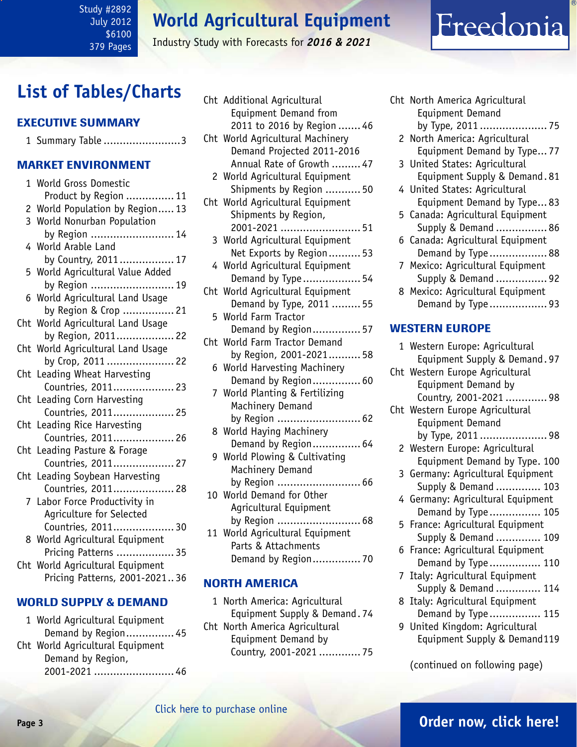# List of Tables/Charts

## EXECUTIVE SUMMARY

1 Summary Table ........................3

## MARKET ENVIRONMENT

1 World Gross Domestic Product by Region ............... 11
2 World Population by Region..... 13
3 World Nonurban Population by Region .......................... 14
4 World Arable Land by Country, 2011................. 17
5 World Agricultural Value Added by Region .......................... 19
6 World Agricultural Land Usage by Region & Crop ................ 21
Cht World Agricultural Land Usage by Region, 2011.................. 22
Cht World Agricultural Land Usage by Crop, 2011 ..................... 22
Cht Leading Wheat Harvesting Countries, 2011................... 23
Cht Leading Corn Harvesting Countries, 2011................... 25
Cht Leading Rice Harvesting Countries, 2011................... 26
Cht Leading Pasture & Forage Countries, 2011................... 27
Cht Leading Soybean Harvesting Countries, 2011................... 28
7 Labor Force Productivity in Agriculture for Selected Countries, 2011................... 30
8 World Agricultural Equipment Pricing Patterns .................. 35
Cht World Agricultural Equipment Pricing Patterns, 2001-2021.. 36

## WORLD SUPPLY & DEMAND

1 World Agricultural Equipment Demand by Region............... 45
Cht World Agricultural Equipment Demand by Region, 2001-2021 ......................... 46
Cht Additional Agricultural Equipment Demand from 2011 to 2016 by Region ....... 46
Cht World Agricultural Machinery Demand Projected 2011-2016 Annual Rate of Growth ......... 47
2 World Agricultural Equipment Shipments by Region ........... 50
Cht World Agricultural Equipment Shipments by Region, 2001-2021 ......................... 51
3 World Agricultural Equipment Net Exports by Region.......... 53
4 World Agricultural Equipment Demand by Type.................. 54
Cht World Agricultural Equipment Demand by Type, 2011 ......... 55
5 World Farm Tractor Demand by Region............... 57
Cht World Farm Tractor Demand by Region, 2001-2021.......... 58
6 World Harvesting Machinery Demand by Region............... 60
7 World Planting & Fertilizing Machinery Demand by Region .......................... 62
8 World Haying Machinery Demand by Region............... 64
9 World Plowing & Cultivating Machinery Demand by Region .......................... 66
10 World Demand for Other Agricultural Equipment by Region .......................... 68
11 World Agricultural Equipment Parts & Attachments Demand by Region............... 70

## NORTH AMERICA

1 North America: Agricultural Equipment Supply & Demand. 74
Cht North America Agricultural Equipment Demand by Country, 2001-2021 ............. 75
Cht North America Agricultural Equipment Demand by Type, 2011 ..................... 75
2 North America: Agricultural Equipment Demand by Type... 77
3 United States: Agricultural Equipment Supply & Demand. 81
4 United States: Agricultural Equipment Demand by Type... 83
5 Canada: Agricultural Equipment Supply & Demand ................ 86
6 Canada: Agricultural Equipment Demand by Type.................. 88
7 Mexico: Agricultural Equipment Supply & Demand ................ 92
8 Mexico: Agricultural Equipment Demand by Type.................. 93

## WESTERN EUROPE

1 Western Europe: Agricultural Equipment Supply & Demand. 97
Cht Western Europe Agricultural Equipment Demand by Country, 2001-2021 ............. 98
Cht Western Europe Agricultural Equipment Demand by Type, 2011 ..................... 98
2 Western Europe: Agricultural Equipment Demand by Type. 100
3 Germany: Agricultural Equipment Supply & Demand .............. 103
4 Germany: Agricultural Equipment Demand by Type................ 105
5 France: Agricultural Equipment Supply & Demand .............. 109
6 France: Agricultural Equipment Demand by Type................ 110
7 Italy: Agricultural Equipment Supply & Demand .............. 114
8 Italy: Agricultural Equipment Demand by Type................ 115
9 United Kingdom: Agricultural Equipment Supply & Demand119

(continued on following page)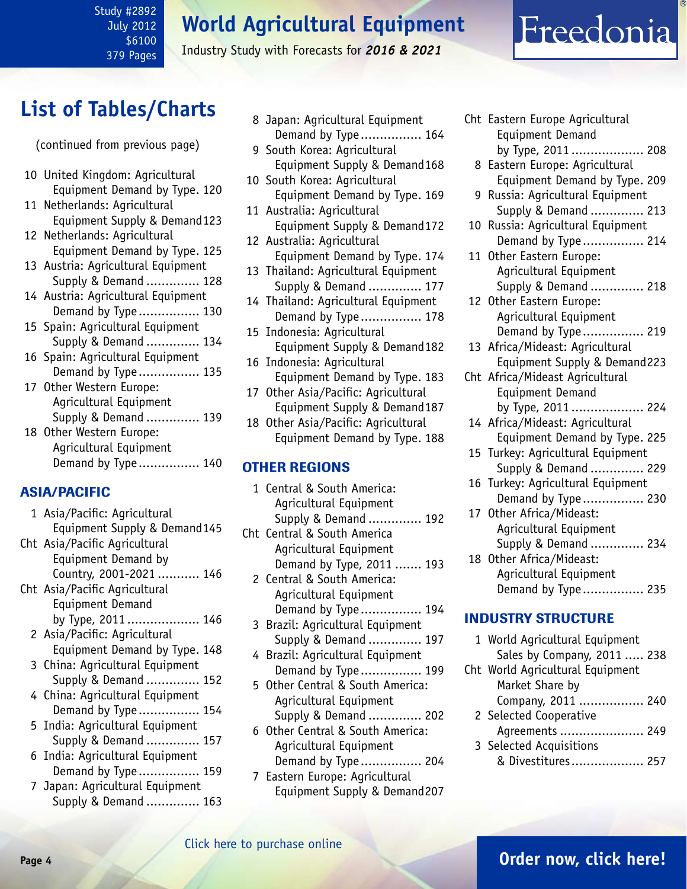## List of Tables/Charts

(continued from previous page)

10 United Kingdom: Agricultural Equipment Demand by Type. 120
11 Netherlands: Agricultural Equipment Supply & Demand 123
12 Netherlands: Agricultural Equipment Demand by Type. 125
13 Austria: Agricultural Equipment Supply & Demand .............. 128
14 Austria: Agricultural Equipment Demand by Type................ 130
15 Spain: Agricultural Equipment Supply & Demand .............. 134
16 Spain: Agricultural Equipment Demand by Type................ 135
17 Other Western Europe: Agricultural Equipment Supply & Demand .............. 139
18 Other Western Europe: Agricultural Equipment Demand by Type................ 140

### ASIA/PACIFIC

1 Asia/Pacific: Agricultural Equipment Supply & Demand 145
Cht Asia/Pacific Agricultural Equipment Demand by Country, 2001-2021 ........... 146
Cht Asia/Pacific Agricultural Equipment Demand by Type, 2011 ................... 146
2 Asia/Pacific: Agricultural Equipment Demand by Type. 148
3 China: Agricultural Equipment Supply & Demand .............. 152
4 China: Agricultural Equipment Demand by Type................ 154
5 India: Agricultural Equipment Supply & Demand .............. 157
6 India: Agricultural Equipment Demand by Type................ 159
7 Japan: Agricultural Equipment Supply & Demand .............. 163
8 Japan: Agricultural Equipment Demand by Type................ 164
9 South Korea: Agricultural Equipment Supply & Demand 168
10 South Korea: Agricultural Equipment Demand by Type. 169
11 Australia: Agricultural Equipment Supply & Demand 172
12 Australia: Agricultural Equipment Demand by Type. 174
13 Thailand: Agricultural Equipment Supply & Demand .............. 177
14 Thailand: Agricultural Equipment Demand by Type................ 178
15 Indonesia: Agricultural Equipment Supply & Demand 182
16 Indonesia: Agricultural Equipment Demand by Type. 183
17 Other Asia/Pacific: Agricultural Equipment Supply & Demand 187
18 Other Asia/Pacific: Agricultural Equipment Demand by Type. 188

### OTHER REGIONS

1 Central & South America: Agricultural Equipment Supply & Demand .............. 192
Cht Central & South America Agricultural Equipment Demand by Type, 2011 ....... 193
2 Central & South America: Agricultural Equipment Demand by Type................ 194
3 Brazil: Agricultural Equipment Supply & Demand .............. 197
4 Brazil: Agricultural Equipment Demand by Type................ 199
5 Other Central & South America: Agricultural Equipment Supply & Demand .............. 202
6 Other Central & South America: Agricultural Equipment Demand by Type................ 204
7 Eastern Europe: Agricultural Equipment Supply & Demand 207
Cht Eastern Europe Agricultural Equipment Demand by Type, 2011 ................... 208
8 Eastern Europe: Agricultural Equipment Demand by Type. 209
9 Russia: Agricultural Equipment Supply & Demand .............. 213
10 Russia: Agricultural Equipment Demand by Type................ 214
11 Other Eastern Europe: Agricultural Equipment Supply & Demand .............. 218
12 Other Eastern Europe: Agricultural Equipment Demand by Type................ 219
13 Africa/Mideast: Agricultural Equipment Supply & Demand 223
Cht Africa/Mideast Agricultural Equipment Demand by Type, 2011 ................... 224
14 Africa/Mideast: Agricultural Equipment Demand by Type. 225
15 Turkey: Agricultural Equipment Supply & Demand .............. 229
16 Turkey: Agricultural Equipment Demand by Type................ 230
17 Other Africa/Mideast: Agricultural Equipment Supply & Demand .............. 234
18 Other Africa/Mideast: Agricultural Equipment Demand by Type................ 235

### INDUSTRY STRUCTURE

1 World Agricultural Equipment Sales by Company, 2011 ..... 238
Cht World Agricultural Equipment Market Share by Company, 2011 ................. 240
2 Selected Cooperative Agreements ...................... 249
3 Selected Acquisitions & Divestitures................... 257

Click here to purchase online

Order now, click here!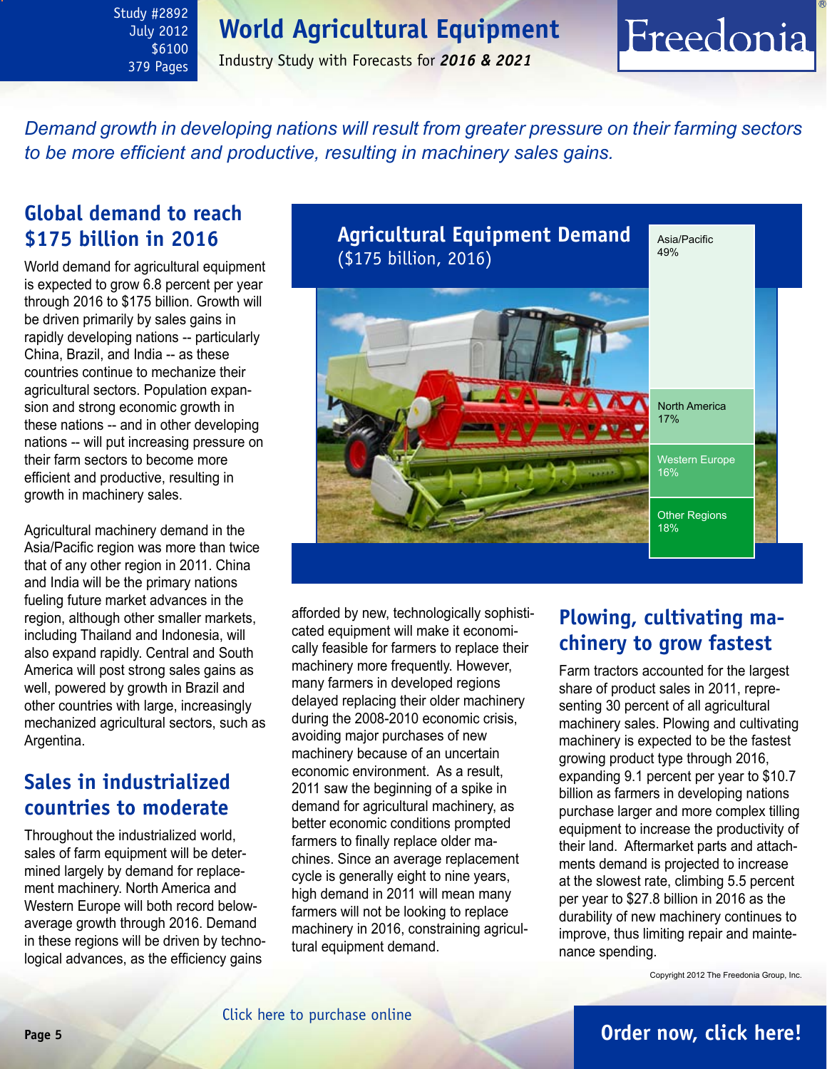# World Agricultural Equipment

Industry Study with Forecasts for ***2016 & 2021***

Study #2892
July 2012
$6100
379 Pages

*Demand growth in developing nations will result from greater pressure on their farming sectors to be more efficient and productive, resulting in machinery sales gains.*

## Global demand to reach $175 billion in 2016

World demand for agricultural equipment is expected to grow 6.8 percent per year through 2016 to $175 billion. Growth will be driven primarily by sales gains in rapidly developing nations -- particularly China, Brazil, and India -- as these countries continue to mechanize their agricultural sectors. Population expansion and strong economic growth in these nations -- and in other developing nations -- will put increasing pressure on their farm sectors to become more efficient and productive, resulting in growth in machinery sales.

Agricultural machinery demand in the Asia/Pacific region was more than twice that of any other region in 2011. China and India will be the primary nations fueling future market advances in the region, although other smaller markets, including Thailand and Indonesia, will also expand rapidly. Central and South America will post strong sales gains as well, powered by growth in Brazil and other countries with large, increasingly mechanized agricultural sectors, such as Argentina.

**Agricultural Equipment Demand**
($175 billion, 2016)

| Region | Share |
| --- | --- |
| Asia/Pacific | 49% |
| North America | 17% |
| Western Europe | 16% |
| Other Regions | 18% |

## Sales in industrialized countries to moderate

Throughout the industrialized world, sales of farm equipment will be determined largely by demand for replacement machinery. North America and Western Europe will both record below-average growth through 2016. Demand in these regions will be driven by technological advances, as the efficiency gains afforded by new, technologically sophisticated equipment will make it economically feasible for farmers to replace their machinery more frequently. However, many farmers in developed regions delayed replacing their older machinery during the 2008-2010 economic crisis, avoiding major purchases of new machinery because of an uncertain economic environment. As a result, 2011 saw the beginning of a spike in demand for agricultural machinery, as better economic conditions prompted farmers to finally replace older machines. Since an average replacement cycle is generally eight to nine years, high demand in 2011 will mean many farmers will not be looking to replace machinery in 2016, constraining agricultural equipment demand.

## Plowing, cultivating machinery to grow fastest

Farm tractors accounted for the largest share of product sales in 2011, representing 30 percent of all agricultural machinery sales. Plowing and cultivating machinery is expected to be the fastest growing product type through 2016, expanding 9.1 percent per year to $10.7 billion as farmers in developing nations purchase larger and more complex tilling equipment to increase the productivity of their land. Aftermarket parts and attachments demand is projected to increase at the slowest rate, climbing 5.5 percent per year to $27.8 billion in 2016 as the durability of new machinery continues to improve, thus limiting repair and maintenance spending.

Copyright 2012 The Freedonia Group, Inc.

Click here to purchase online

**Order now, click here!**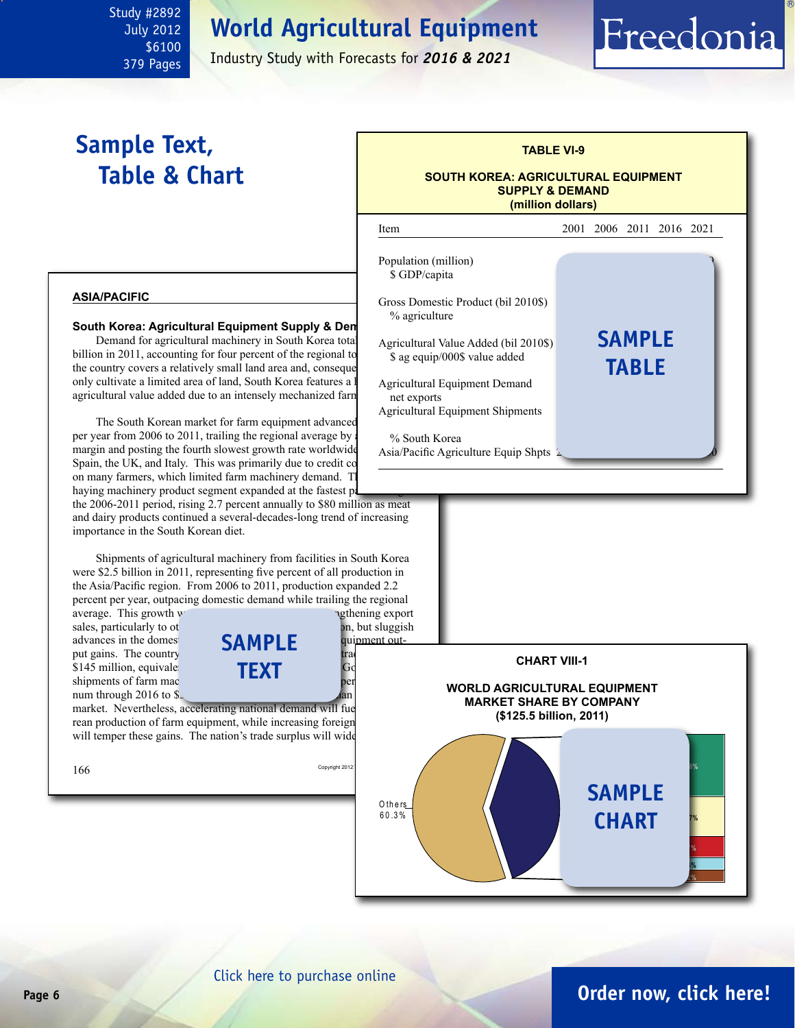Study #2892
July 2012
$6100
379 Pages

# World Agricultural Equipment

Industry Study with Forecasts for ***2016 & 2021***

Freedonia

## Sample Text, Table & Chart

**TABLE VI-9**

**SOUTH KOREA: AGRICULTURAL EQUIPMENT SUPPLY & DEMAND (million dollars)**

| Item | 2001 | 2006 | 2011 | 2016 | 2021 |
|---|---|---|---|---|---|
| Population (million) | | | | | |
| $ GDP/capita | | | | | |
| Gross Domestic Product (bil 2010$) | | | | | |
| % agriculture | | | | | |
| Agricultural Value Added (bil 2010$) | | | | | |
| $ ag equip/000$ value added | | | | | |
| Agricultural Equipment Demand | | | | | |
| net exports | | | | | |
| Agricultural Equipment Shipments | | | | | |
| % South Korea | | | | | |
| Asia/Pacific Agriculture Equip Shpts | | | | | |

SAMPLE TABLE

**ASIA/PACIFIC**

**South Korea: Agricultural Equipment Supply & Dem**

Demand for agricultural machinery in South Korea tota billion in 2011, accounting for four percent of the regional to the country covers a relatively small land area and, conseque only cultivate a limited area of land, South Korea features a l agricultural value added due to an intensely mechanized farm

The South Korean market for farm equipment advanced per year from 2006 to 2011, trailing the regional average by a margin and posting the fourth slowest growth rate worldwide Spain, the UK, and Italy. This was primarily due to credit co on many farmers, which limited farm machinery demand. Th haying machinery product segment expanded at the fastest pa the 2006-2011 period, rising 2.7 percent annually to $80 million as meat and dairy products continued a several-decades-long trend of increasing importance in the South Korean diet.

Shipments of agricultural machinery from facilities in South Korea were $2.5 billion in 2011, representing five percent of all production in the Asia/Pacific region. From 2006 to 2011, production expanded 2.2 percent per year, outpacing domestic demand while trailing the regional average. This growth w ngthening export sales, particularly to ot on, but sluggish advances in the domest quipment out-put gains. The country tra $145 million, equivale Go shipments of farm mac per num through 2016 to $ an market. Nevertheless, accelerating national demand will fue rean production of farm equipment, while increasing foreign will temper these gains. The nation's trade surplus will wide

SAMPLE TEXT

**CHART VIII-1**

**WORLD AGRICULTURAL EQUIPMENT MARKET SHARE BY COMPANY ($125.5 billion, 2011)**

Others 60.3%

SAMPLE CHART

Click here to purchase online

**Order now, click here!**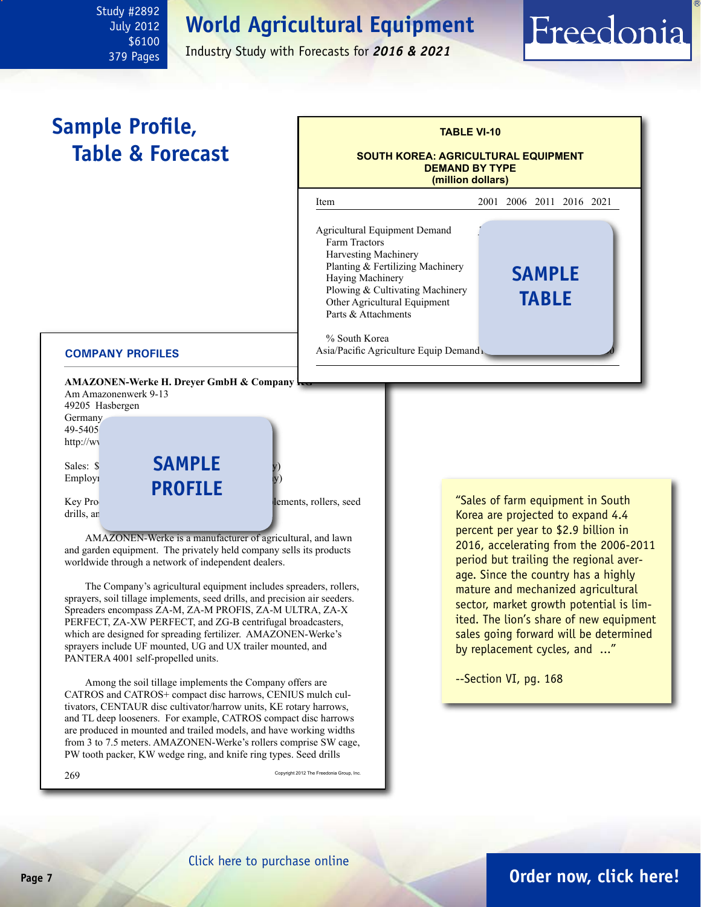Study #2892
July 2012
$6100
379 Pages

# World Agricultural Equipment

Industry Study with Forecasts for ***2016 & 2021***

## Sample Profile, Table & Forecast

**TABLE VI-10**

**SOUTH KOREA: AGRICULTURAL EQUIPMENT DEMAND BY TYPE (million dollars)**

| Item | 2001 | 2006 | 2011 | 2016 | 2021 |
|---|---|---|---|---|---|
| Agricultural Equipment Demand | | | | | |
| Farm Tractors | | | | | |
| Harvesting Machinery | | | | | |
| Planting & Fertilizing Machinery | | | | | |
| Haying Machinery | | | | | |
| Plowing & Cultivating Machinery | | | | | |
| Other Agricultural Equipment | | | | | |
| Parts & Attachments | | | | | |
| % South Korea | | | | | |
| Asia/Pacific Agriculture Equip Demand | | | | | |

**SAMPLE TABLE**

### COMPANY PROFILES

**AMAZONEN-Werke H. Dreyer GmbH & Company KG**
Am Amazonenwerk 9-13
49205 Hasbergen
Germany
49-5405
http://ww

Sales: $
Employ

Key Pro... lements, rollers, seed drills, an

**SAMPLE PROFILE**

AMAZONEN-Werke is a manufacturer of agricultural, and lawn and garden equipment. The privately held company sells its products worldwide through a network of independent dealers.

The Company's agricultural equipment includes spreaders, rollers, sprayers, soil tillage implements, seed drills, and precision air seeders. Spreaders encompass ZA-M, ZA-M PROFIS, ZA-M ULTRA, ZA-X PERFECT, ZA-XW PERFECT, and ZG-B centrifugal broadcasters, which are designed for spreading fertilizer. AMAZONEN-Werke's sprayers include UF mounted, UG and UX trailer mounted, and PANTERA 4001 self-propelled units.

Among the soil tillage implements the Company offers are CATROS and CATROS+ compact disc harrows, CENIUS mulch cultivators, CENTAUR disc cultivator/harrow units, KE rotary harrows, and TL deep looseners. For example, CATROS compact disc harrows are produced in mounted and trailed models, and have working widths from 3 to 7.5 meters. AMAZONEN-Werke's rollers comprise SW cage, PW tooth packer, KW wedge ring, and knife ring types. Seed drills

269 Copyright 2012 The Freedonia Group, Inc.

"Sales of farm equipment in South Korea are projected to expand 4.4 percent per year to $2.9 billion in 2016, accelerating from the 2006-2011 period but trailing the regional average. Since the country has a highly mature and mechanized agricultural sector, market growth potential is limited. The lion's share of new equipment sales going forward will be determined by replacement cycles, and ..."

--Section VI, pg. 168

Click here to purchase online

**Order now, click here!**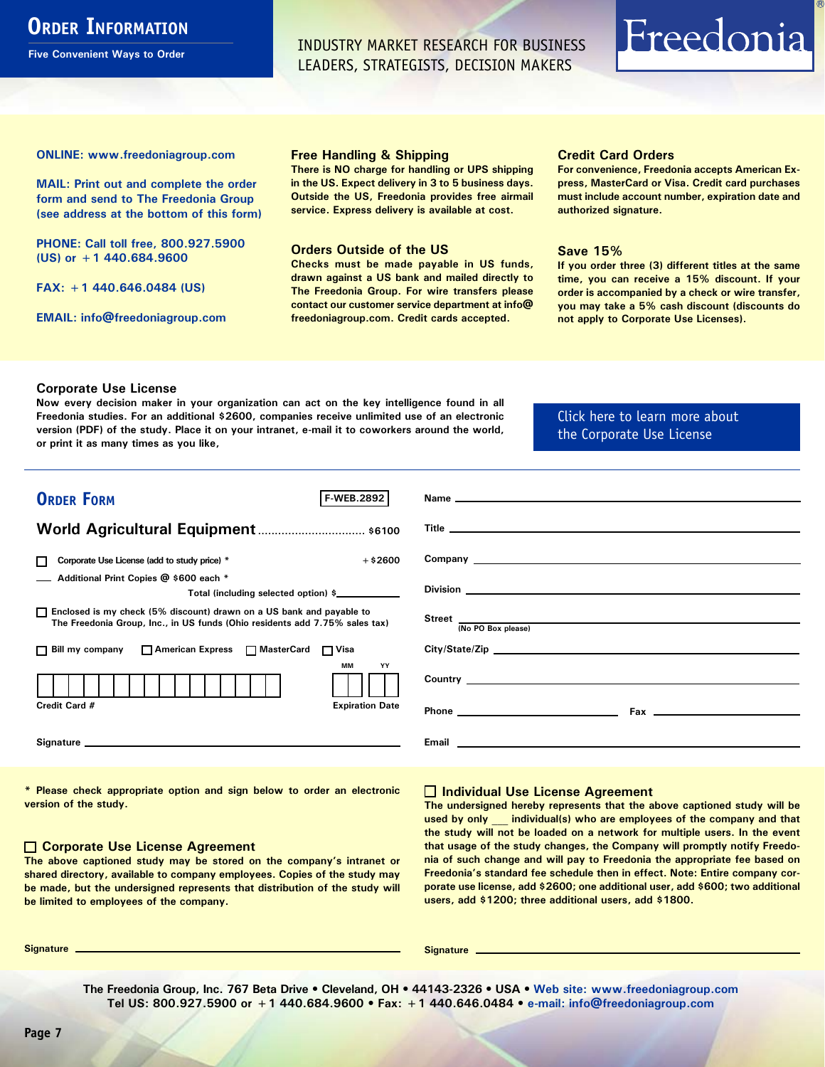# Order Information

Five Convenient Ways to Order

INDUSTRY MARKET RESEARCH FOR BUSINESS LEADERS, STRATEGISTS, DECISION MAKERS

Freedonia®

**ONLINE: www.freedoniagroup.com**

**MAIL: Print out and complete the order form and send to The Freedonia Group (see address at the bottom of this form)**

**PHONE: Call toll free, 800.927.5900 (US) or +1 440.684.9600**

**FAX: +1 440.646.0484 (US)**

**EMAIL: info@freedoniagroup.com**

### Free Handling & Shipping

There is NO charge for handling or UPS shipping in the US. Expect delivery in 3 to 5 business days. Outside the US, Freedonia provides free airmail service. Express delivery is available at cost.

### Orders Outside of the US

Checks must be made payable in US funds, drawn against a US bank and mailed directly to The Freedonia Group. For wire transfers please contact our customer service department at info@freedoniagroup.com. Credit cards accepted.

### Credit Card Orders

For convenience, Freedonia accepts American Express, MasterCard or Visa. Credit card purchases must include account number, expiration date and authorized signature.

### Save 15%

If you order three (3) different titles at the same time, you can receive a 15% discount. If your order is accompanied by a check or wire transfer, you may take a 5% cash discount (discounts do not apply to Corporate Use Licenses).

### Corporate Use License

Now every decision maker in your organization can act on the key intelligence found in all Freedonia studies. For an additional $2600, companies receive unlimited use of an electronic version (PDF) of the study. Place it on your intranet, e-mail it to coworkers around the world, or print it as many times as you like,

Click here to learn more about the Corporate Use License

## Order Form

F-WEB.2892

**World Agricultural Equipment** ............................... $6100

☐ Corporate Use License (add to study price) * +$2600

___ Additional Print Copies @ $600 each *

Total (including selected option) $___________

☐ Enclosed is my check (5% discount) drawn on a US bank and payable to The Freedonia Group, Inc., in US funds (Ohio residents add 7.75% sales tax)

☐ Bill my company ☐ American Express ☐ MasterCard ☐ Visa

Credit Card # ____________ Expiration Date MM ___ YY ___

Signature ______________________

Name ______________________

Title ______________________

Company ______________________

Division ______________________

Street ______________________ (No PO Box please)

City/State/Zip ______________________

Country ______________________

Phone ____________ Fax ____________

Email ______________________

\* Please check appropriate option and sign below to order an electronic version of the study.

### ☐ Corporate Use License Agreement

The above captioned study may be stored on the company's intranet or shared directory, available to company employees. Copies of the study may be made, but the undersigned represents that distribution of the study will be limited to employees of the company.

Signature ______________________

### ☐ Individual Use License Agreement

The undersigned hereby represents that the above captioned study will be used by only ___ individual(s) who are employees of the company and that the study will not be loaded on a network for multiple users. In the event that usage of the study changes, the Company will promptly notify Freedonia of such change and will pay to Freedonia the appropriate fee based on Freedonia's standard fee schedule then in effect. Note: Entire company corporate use license, add $2600; one additional user, add $600; two additional users, add $1200; three additional users, add $1800.

Signature ______________________

The Freedonia Group, Inc. 767 Beta Drive • Cleveland, OH • 44143-2326 • USA • Web site: www.freedoniagroup.com
Tel US: 800.927.5900 or +1 440.684.9600 • Fax: +1 440.646.0484 • e-mail: info@freedoniagroup.com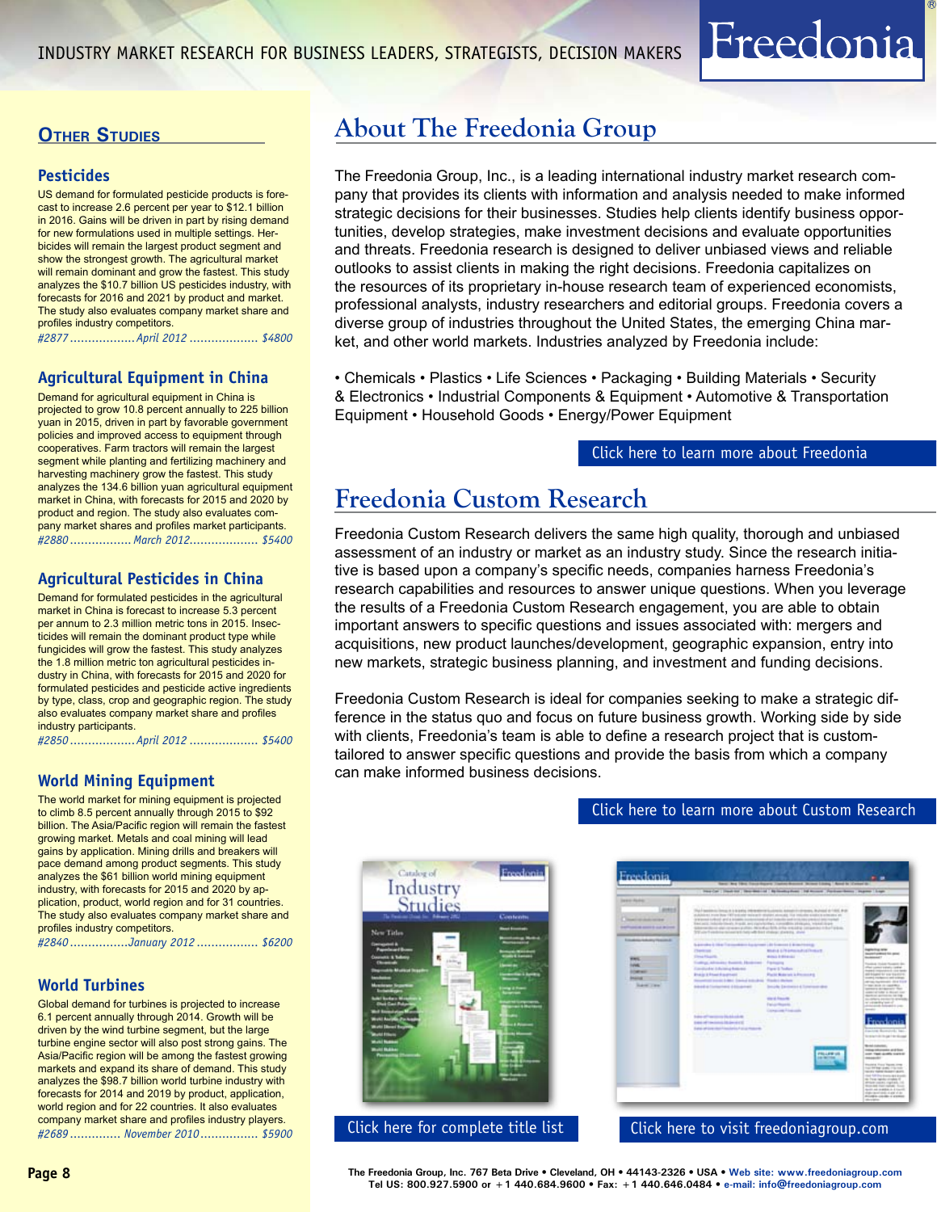INDUSTRY MARKET RESEARCH FOR BUSINESS LEADERS, STRATEGISTS, DECISION MAKERS

## Other Studies

### Pesticides

US demand for formulated pesticide products is forecast to increase 2.6 percent per year to $12.1 billion in 2016. Gains will be driven in part by rising demand for new formulations used in multiple settings. Herbicides will remain the largest product segment and show the strongest growth. The agricultural market will remain dominant and grow the fastest. This study analyzes the $10.7 billion US pesticides industry, with forecasts for 2016 and 2021 by product and market. The study also evaluates company market share and profiles industry competitors.

*#2877 .................. April 2012 .................. $4800*

### Agricultural Equipment in China

Demand for agricultural equipment in China is projected to grow 10.8 percent annually to 225 billion yuan in 2015, driven in part by favorable government policies and improved access to equipment through cooperatives. Farm tractors will remain the largest segment while planting and fertilizing machinery and harvesting machinery grow the fastest. This study analyzes the 134.6 billion yuan agricultural equipment market in China, with forecasts for 2015 and 2020 by product and region. The study also evaluates company market shares and profiles market participants.

*#2880 ................. March 2012.................. $5400*

### Agricultural Pesticides in China

Demand for formulated pesticides in the agricultural market in China is forecast to increase 5.3 percent per annum to 2.3 million metric tons in 2015. Insecticides will remain the dominant product type while fungicides will grow the fastest. This study analyzes the 1.8 million metric ton agricultural pesticides industry in China, with forecasts for 2015 and 2020 for formulated pesticides and pesticide active ingredients by type, class, crop and geographic region. The study also evaluates company market share and profiles industry participants.

*#2850 .................. April 2012 .................. $5400*

### World Mining Equipment

The world market for mining equipment is projected to climb 8.5 percent annually through 2015 to $92 billion. The Asia/Pacific region will remain the fastest growing market. Metals and coal mining will lead gains by application. Mining drills and breakers will pace demand among product segments. This study analyzes the $61 billion world mining equipment industry, with forecasts for 2015 and 2020 by application, product, world region and for 31 countries. The study also evaluates company market share and profiles industry competitors.

*#2840 ................January 2012 ................ $6200*

### World Turbines

Global demand for turbines is projected to increase 6.1 percent annually through 2014. Growth will be driven by the wind turbine segment, but the large turbine engine sector will also post strong gains. The Asia/Pacific region will be among the fastest growing markets and expand its share of demand. This study analyzes the $98.7 billion world turbine industry with forecasts for 2014 and 2019 by product, application, world region and for 22 countries. It also evaluates company market share and profiles industry players.

*#2689 .............. November 2010................ $5900*

## About The Freedonia Group

The Freedonia Group, Inc., is a leading international industry market research company that provides its clients with information and analysis needed to make informed strategic decisions for their businesses. Studies help clients identify business opportunities, develop strategies, make investment decisions and evaluate opportunities and threats. Freedonia research is designed to deliver unbiased views and reliable outlooks to assist clients in making the right decisions. Freedonia capitalizes on the resources of its proprietary in-house research team of experienced economists, professional analysts, industry researchers and editorial groups. Freedonia covers a diverse group of industries throughout the United States, the emerging China market, and other world markets. Industries analyzed by Freedonia include:

• Chemicals • Plastics • Life Sciences • Packaging • Building Materials • Security & Electronics • Industrial Components & Equipment • Automotive & Transportation Equipment • Household Goods • Energy/Power Equipment

Click here to learn more about Freedonia

## Freedonia Custom Research

Freedonia Custom Research delivers the same high quality, thorough and unbiased assessment of an industry or market as an industry study. Since the research initiative is based upon a company's specific needs, companies harness Freedonia's research capabilities and resources to answer unique questions. When you leverage the results of a Freedonia Custom Research engagement, you are able to obtain important answers to specific questions and issues associated with: mergers and acquisitions, new product launches/development, geographic expansion, entry into new markets, strategic business planning, and investment and funding decisions.

Freedonia Custom Research is ideal for companies seeking to make a strategic difference in the status quo and focus on future business growth. Working side by side with clients, Freedonia's team is able to define a research project that is custom-tailored to answer specific questions and provide the basis from which a company can make informed business decisions.

Click here to learn more about Custom Research

Click here for complete title list

Click here to visit freedoniagroup.com

**The Freedonia Group, Inc. 767 Beta Drive • Cleveland, OH • 44143-2326 • USA • Web site: www.freedoniagroup.com**
**Tel US: 800.927.5900 or +1 440.684.9600 • Fax: +1 440.646.0484 • e-mail: info@freedoniagroup.com**